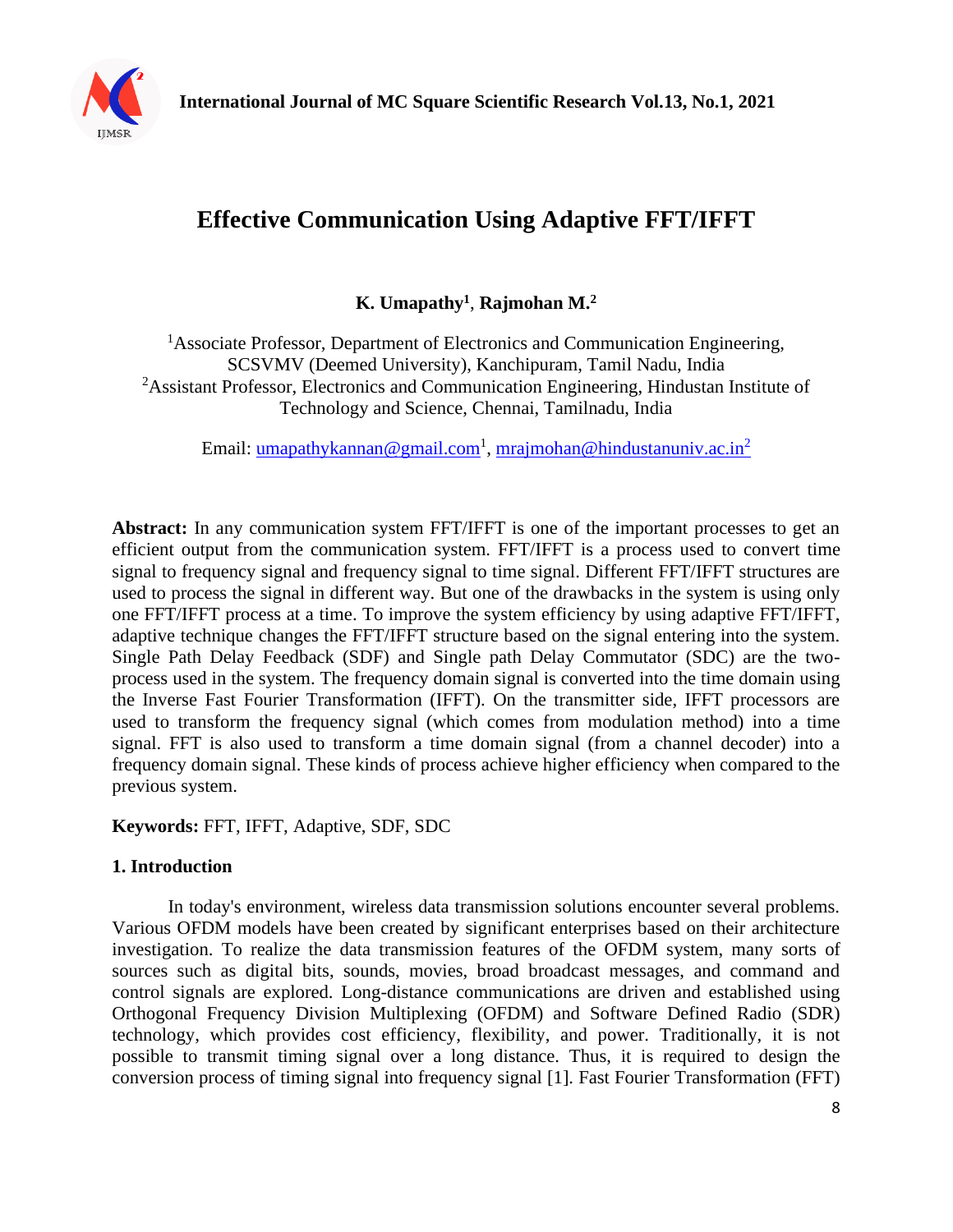# Effective Communication Using Adaptive FFT/IFFT

**K. Umapathy[1], Rajmohan M.[2]**

[1]Associate Professor, Department of Electronics and Communication Engineering, SCSVMV (Deemed University), Kanchipuram, Tamil Nadu, India
[2]Assistant Professor, Electronics and Communication Engineering, Hindustan Institute of Technology and Science, Chennai, Tamilnadu, India

Email: umapathykannan@gmail.com[1], mrajmohan@hindustanuniv.ac.in[2]

**Abstract:** In any communication system FFT/IFFT is one of the important processes to get an efficient output from the communication system. FFT/IFFT is a process used to convert time signal to frequency signal and frequency signal to time signal. Different FFT/IFFT structures are used to process the signal in different way. But one of the drawbacks in the system is using only one FFT/IFFT process at a time. To improve the system efficiency by using adaptive FFT/IFFT, adaptive technique changes the FFT/IFFT structure based on the signal entering into the system. Single Path Delay Feedback (SDF) and Single path Delay Commutator (SDC) are the two-process used in the system. The frequency domain signal is converted into the time domain using the Inverse Fast Fourier Transformation (IFFT). On the transmitter side, IFFT processors are used to transform the frequency signal (which comes from modulation method) into a time signal. FFT is also used to transform a time domain signal (from a channel decoder) into a frequency domain signal. These kinds of process achieve higher efficiency when compared to the previous system.

**Keywords:** FFT, IFFT, Adaptive, SDF, SDC

## 1. Introduction

In today's environment, wireless data transmission solutions encounter several problems. Various OFDM models have been created by significant enterprises based on their architecture investigation. To realize the data transmission features of the OFDM system, many sorts of sources such as digital bits, sounds, movies, broad broadcast messages, and command and control signals are explored. Long-distance communications are driven and established using Orthogonal Frequency Division Multiplexing (OFDM) and Software Defined Radio (SDR) technology, which provides cost efficiency, flexibility, and power. Traditionally, it is not possible to transmit timing signal over a long distance. Thus, it is required to design the conversion process of timing signal into frequency signal [1]. Fast Fourier Transformation (FFT)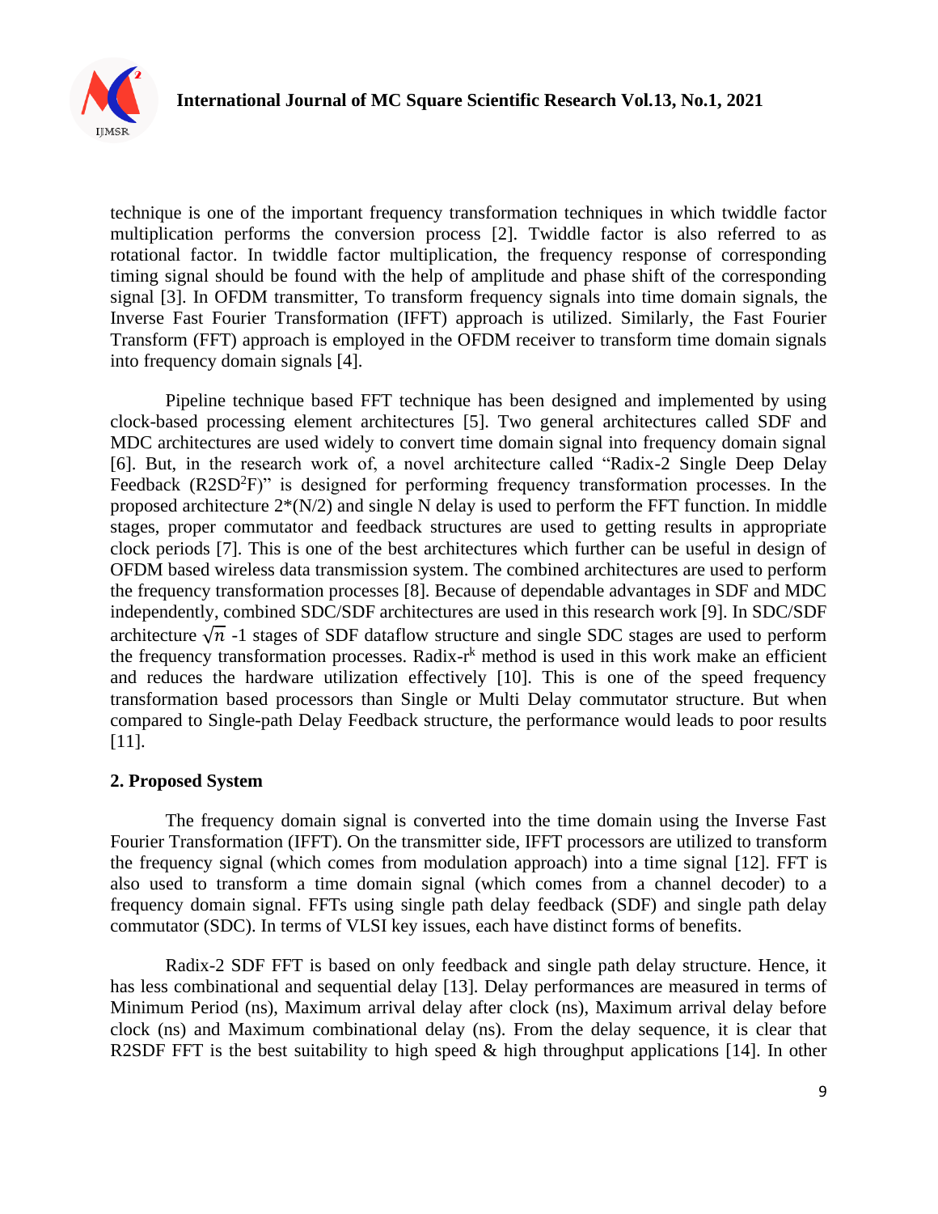technique is one of the important frequency transformation techniques in which twiddle factor multiplication performs the conversion process [2]. Twiddle factor is also referred to as rotational factor. In twiddle factor multiplication, the frequency response of corresponding timing signal should be found with the help of amplitude and phase shift of the corresponding signal [3]. In OFDM transmitter, To transform frequency signals into time domain signals, the Inverse Fast Fourier Transformation (IFFT) approach is utilized. Similarly, the Fast Fourier Transform (FFT) approach is employed in the OFDM receiver to transform time domain signals into frequency domain signals [4].

Pipeline technique based FFT technique has been designed and implemented by using clock-based processing element architectures [5]. Two general architectures called SDF and MDC architectures are used widely to convert time domain signal into frequency domain signal [6]. But, in the research work of, a novel architecture called "Radix-2 Single Deep Delay Feedback ($R2SD^2F$)" is designed for performing frequency transformation processes. In the proposed architecture 2*(N/2) and single N delay is used to perform the FFT function. In middle stages, proper commutator and feedback structures are used to getting results in appropriate clock periods [7]. This is one of the best architectures which further can be useful in design of OFDM based wireless data transmission system. The combined architectures are used to perform the frequency transformation processes [8]. Because of dependable advantages in SDF and MDC independently, combined SDC/SDF architectures are used in this research work [9]. In SDC/SDF architecture $\sqrt{n}$ -1 stages of SDF dataflow structure and single SDC stages are used to perform the frequency transformation processes. Radix-$r^k$ method is used in this work make an efficient and reduces the hardware utilization effectively [10]. This is one of the speed frequency transformation based processors than Single or Multi Delay commutator structure. But when compared to Single-path Delay Feedback structure, the performance would leads to poor results [11].

## 2. Proposed System

The frequency domain signal is converted into the time domain using the Inverse Fast Fourier Transformation (IFFT). On the transmitter side, IFFT processors are utilized to transform the frequency signal (which comes from modulation approach) into a time signal [12]. FFT is also used to transform a time domain signal (which comes from a channel decoder) to a frequency domain signal. FFTs using single path delay feedback (SDF) and single path delay commutator (SDC). In terms of VLSI key issues, each have distinct forms of benefits.

Radix-2 SDF FFT is based on only feedback and single path delay structure. Hence, it has less combinational and sequential delay [13]. Delay performances are measured in terms of Minimum Period (ns), Maximum arrival delay after clock (ns), Maximum arrival delay before clock (ns) and Maximum combinational delay (ns). From the delay sequence, it is clear that R2SDF FFT is the best suitability to high speed & high throughput applications [14]. In other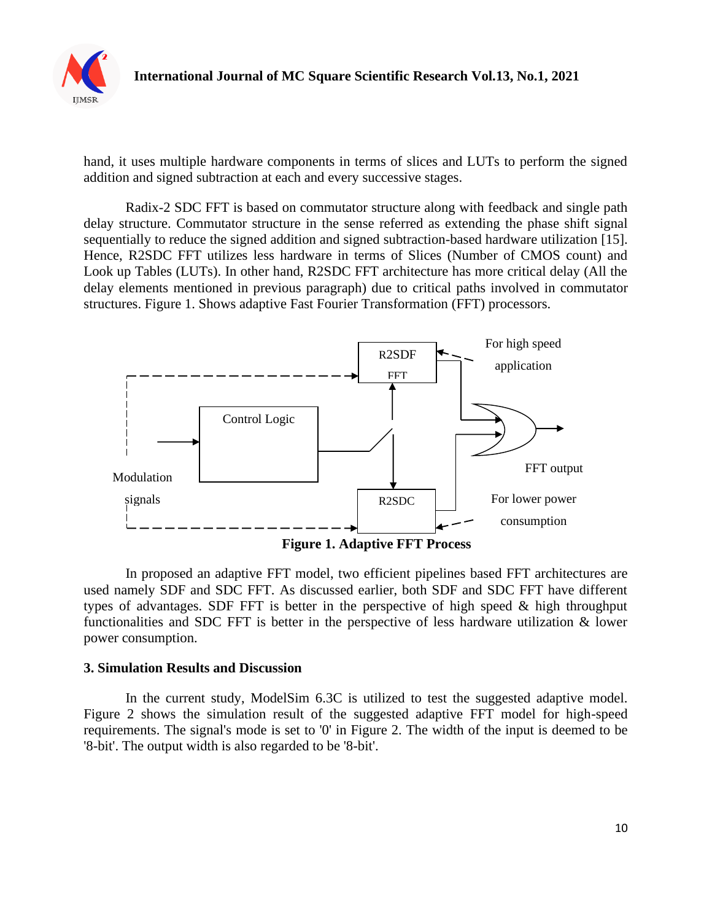hand, it uses multiple hardware components in terms of slices and LUTs to perform the signed addition and signed subtraction at each and every successive stages.

Radix-2 SDC FFT is based on commutator structure along with feedback and single path delay structure. Commutator structure in the sense referred as extending the phase shift signal sequentially to reduce the signed addition and signed subtraction-based hardware utilization [15]. Hence, R2SDC FFT utilizes less hardware in terms of Slices (Number of CMOS count) and Look up Tables (LUTs). In other hand, R2SDC FFT architecture has more critical delay (All the delay elements mentioned in previous paragraph) due to critical paths involved in commutator structures. Figure 1. Shows adaptive Fast Fourier Transformation (FFT) processors.

**Figure 1. Adaptive FFT Process**

In proposed an adaptive FFT model, two efficient pipelines based FFT architectures are used namely SDF and SDC FFT. As discussed earlier, both SDF and SDC FFT have different types of advantages. SDF FFT is better in the perspective of high speed & high throughput functionalities and SDC FFT is better in the perspective of less hardware utilization & lower power consumption.

### 3. Simulation Results and Discussion

In the current study, ModelSim 6.3C is utilized to test the suggested adaptive model. Figure 2 shows the simulation result of the suggested adaptive FFT model for high-speed requirements. The signal's mode is set to '0' in Figure 2. The width of the input is deemed to be '8-bit'. The output width is also regarded to be '8-bit'.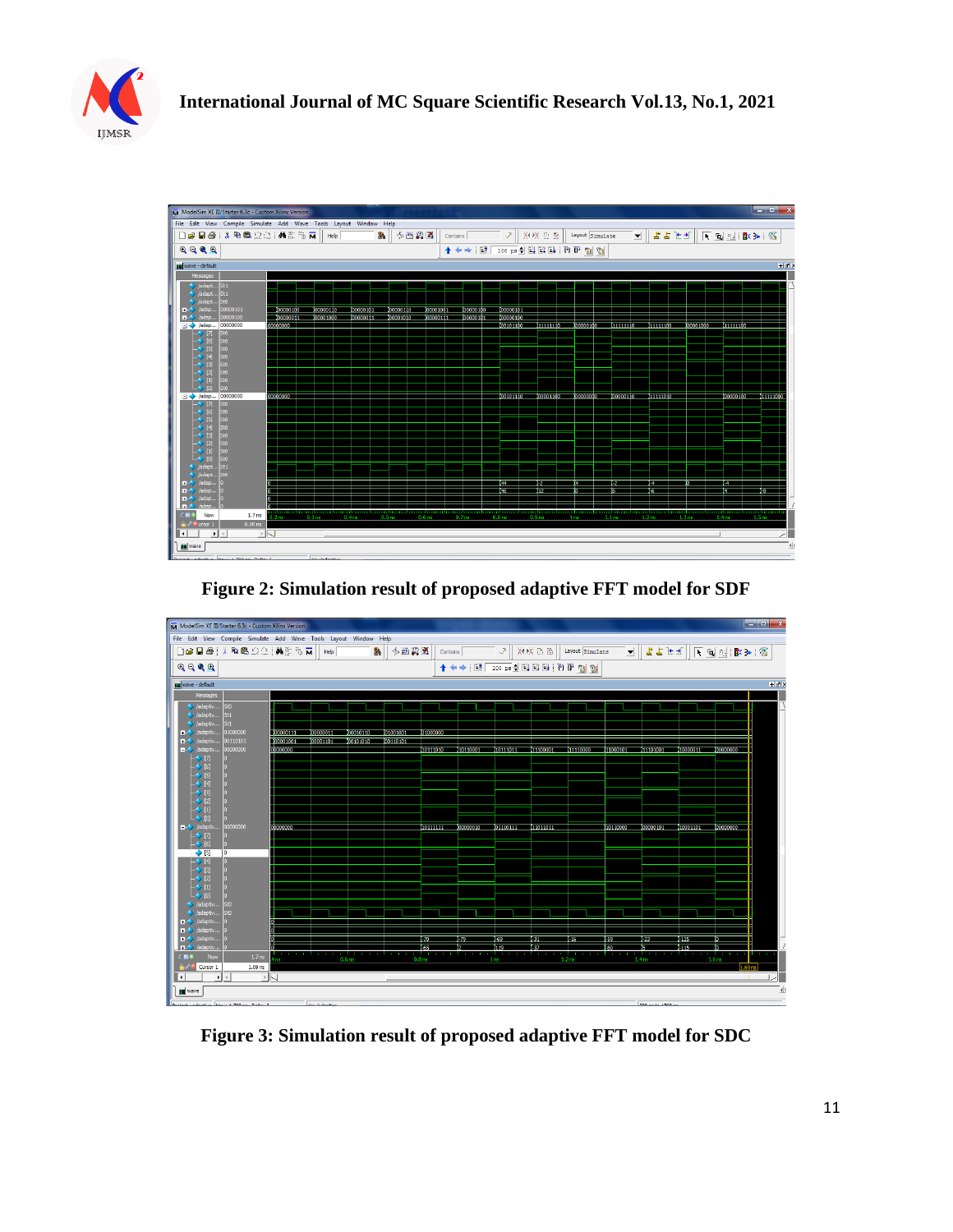**Figure 2: Simulation result of proposed adaptive FFT model for SDF**

**Figure 3: Simulation result of proposed adaptive FFT model for SDC**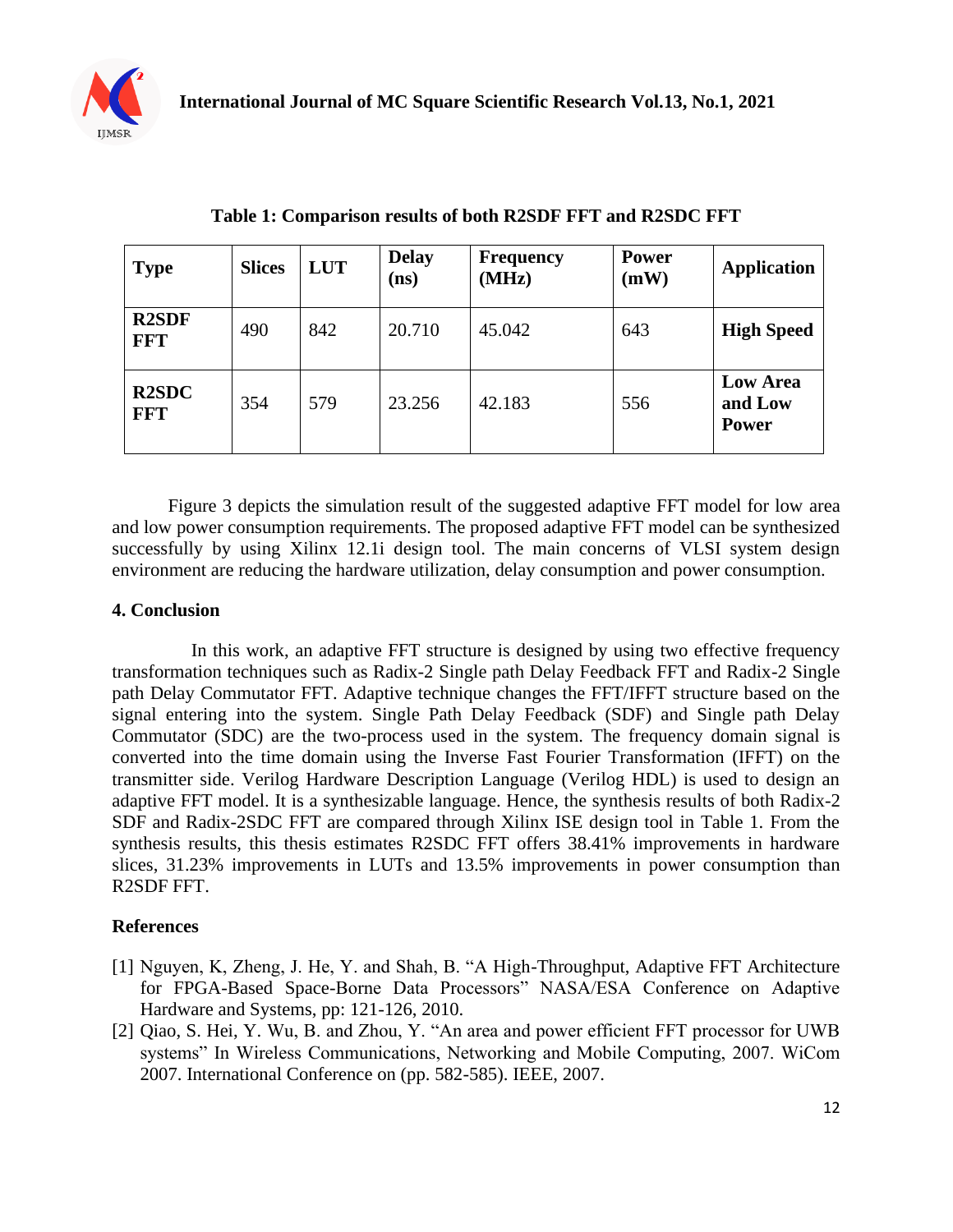**Table 1: Comparison results of both R2SDF FFT and R2SDC FFT**

| Type | Slices | LUT | Delay (ns) | Frequency (MHz) | Power (mW) | Application |
|---|---|---|---|---|---|---|
| **R2SDF FFT** | 490 | 842 | 20.710 | 45.042 | 643 | **High Speed** |
| **R2SDC FFT** | 354 | 579 | 23.256 | 42.183 | 556 | **Low Area and Low Power** |

Figure 3 depicts the simulation result of the suggested adaptive FFT model for low area and low power consumption requirements. The proposed adaptive FFT model can be synthesized successfully by using Xilinx 12.1i design tool. The main concerns of VLSI system design environment are reducing the hardware utilization, delay consumption and power consumption.

## 4. Conclusion

In this work, an adaptive FFT structure is designed by using two effective frequency transformation techniques such as Radix-2 Single path Delay Feedback FFT and Radix-2 Single path Delay Commutator FFT. Adaptive technique changes the FFT/IFFT structure based on the signal entering into the system. Single Path Delay Feedback (SDF) and Single path Delay Commutator (SDC) are the two-process used in the system. The frequency domain signal is converted into the time domain using the Inverse Fast Fourier Transformation (IFFT) on the transmitter side. Verilog Hardware Description Language (Verilog HDL) is used to design an adaptive FFT model. It is a synthesizable language. Hence, the synthesis results of both Radix-2 SDF and Radix-2SDC FFT are compared through Xilinx ISE design tool in Table 1. From the synthesis results, this thesis estimates R2SDC FFT offers 38.41% improvements in hardware slices, 31.23% improvements in LUTs and 13.5% improvements in power consumption than R2SDF FFT.

## References

[1] Nguyen, K, Zheng, J. He, Y. and Shah, B. "A High-Throughput, Adaptive FFT Architecture for FPGA-Based Space-Borne Data Processors" NASA/ESA Conference on Adaptive Hardware and Systems, pp: 121-126, 2010.

[2] Qiao, S. Hei, Y. Wu, B. and Zhou, Y. "An area and power efficient FFT processor for UWB systems" In Wireless Communications, Networking and Mobile Computing, 2007. WiCom 2007. International Conference on (pp. 582-585). IEEE, 2007.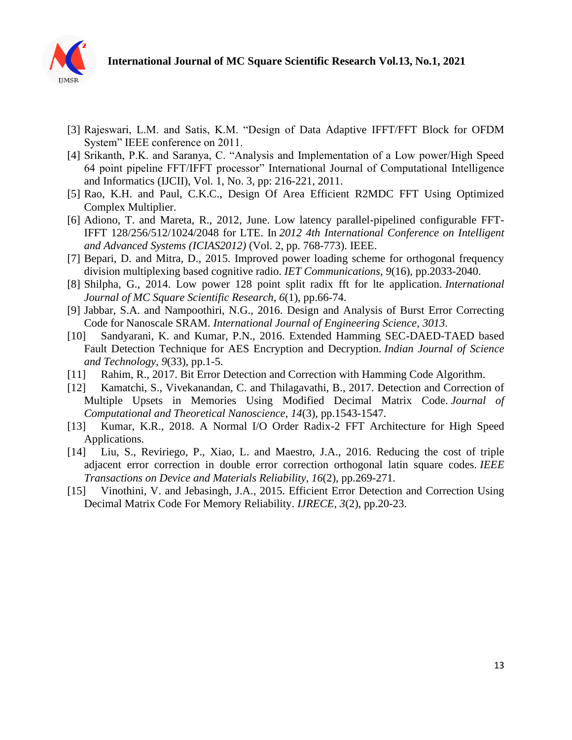[3] Rajeswari, L.M. and Satis, K.M. "Design of Data Adaptive IFFT/FFT Block for OFDM System" IEEE conference on 2011.

[4] Srikanth, P.K. and Saranya, C. "Analysis and Implementation of a Low power/High Speed 64 point pipeline FFT/IFFT processor" International Journal of Computational Intelligence and Informatics (IJCII), Vol. 1, No. 3, pp: 216-221, 2011.

[5] Rao, K.H. and Paul, C.K.C., Design Of Area Efficient R2MDC FFT Using Optimized Complex Multiplier.

[6] Adiono, T. and Mareta, R., 2012, June. Low latency parallel-pipelined configurable FFT-IFFT 128/256/512/1024/2048 for LTE. In *2012 4th International Conference on Intelligent and Advanced Systems (ICIAS2012)* (Vol. 2, pp. 768-773). IEEE.

[7] Bepari, D. and Mitra, D., 2015. Improved power loading scheme for orthogonal frequency division multiplexing based cognitive radio. *IET Communications*, *9*(16), pp.2033-2040.

[8] Shilpha, G., 2014. Low power 128 point split radix fft for lte application. *International Journal of MC Square Scientific Research*, *6*(1), pp.66-74.

[9] Jabbar, S.A. and Nampoothiri, N.G., 2016. Design and Analysis of Burst Error Correcting Code for Nanoscale SRAM. *International Journal of Engineering Science*, *3013*.

[10] Sandyarani, K. and Kumar, P.N., 2016. Extended Hamming SEC-DAED-TAED based Fault Detection Technique for AES Encryption and Decryption. *Indian Journal of Science and Technology*, *9*(33), pp.1-5.

[11] Rahim, R., 2017. Bit Error Detection and Correction with Hamming Code Algorithm.

[12] Kamatchi, S., Vivekanandan, C. and Thilagavathi, B., 2017. Detection and Correction of Multiple Upsets in Memories Using Modified Decimal Matrix Code. *Journal of Computational and Theoretical Nanoscience*, *14*(3), pp.1543-1547.

[13] Kumar, K.R., 2018. A Normal I/O Order Radix-2 FFT Architecture for High Speed Applications.

[14] Liu, S., Reviriego, P., Xiao, L. and Maestro, J.A., 2016. Reducing the cost of triple adjacent error correction in double error correction orthogonal latin square codes. *IEEE Transactions on Device and Materials Reliability*, *16*(2), pp.269-271.

[15] Vinothini, V. and Jebasingh, J.A., 2015. Efficient Error Detection and Correction Using Decimal Matrix Code For Memory Reliability. *IJRECE*, *3*(2), pp.20-23.